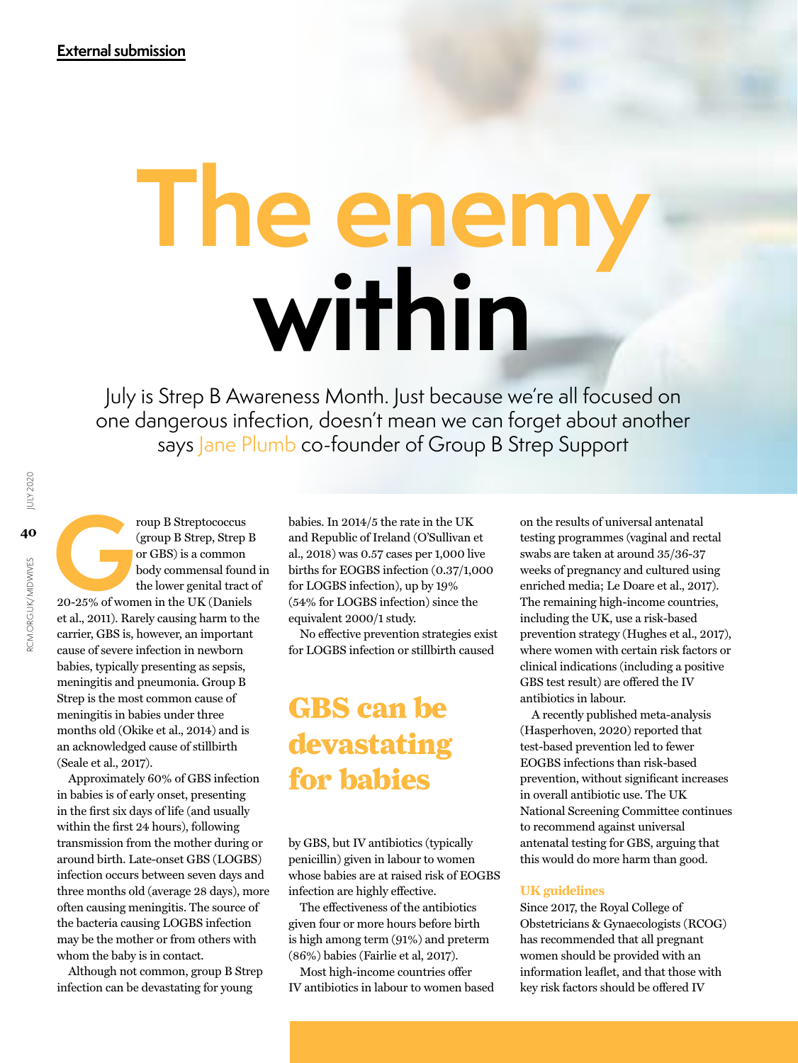External submission

# The enemy within

July is Strep B Awareness Month. Just because we're all focused on one dangerous infection, doesn't mean we can forget about another says Jane Plumb co-founder of Group B Strep Support

Group B Streptococcus (group B Strep, Strep B or GBS) is a common body commensal found in the lower genital tract of 20-25% of women in the UK (Daniels et al., 2011). Rarely causing harm to the carrier, GBS is, however, an important cause of severe infection in newborn babies, typically presenting as sepsis, meningitis and pneumonia. Group B Strep is the most common cause of meningitis in babies under three months old (Okike et al., 2014) and is an acknowledged cause of stillbirth (Seale et al., 2017).

Approximately 60% of GBS infection in babies is of early onset, presenting in the first six days of life (and usually within the first 24 hours), following transmission from the mother during or around birth. Late-onset GBS (LOGBS) infection occurs between seven days and three months old (average 28 days), more often causing meningitis. The source of the bacteria causing LOGBS infection may be the mother or from others with whom the baby is in contact.

Although not common, group B Strep infection can be devastating for young babies. In 2014/5 the rate in the UK and Republic of Ireland (O'Sullivan et al., 2018) was 0.57 cases per 1,000 live births for EOGBS infection (0.37/1,000 for LOGBS infection), up by 19% (54% for LOGBS infection) since the equivalent 2000/1 study.

No effective prevention strategies exist for LOGBS infection or stillbirth caused by GBS, but IV antibiotics (typically penicillin) given in labour to women whose babies are at raised risk of EOGBS infection are highly effective.

> **GBS can be devastating for babies**

The effectiveness of the antibiotics given four or more hours before birth is high among term (91%) and preterm (86%) babies (Fairlie et al, 2017).

Most high-income countries offer IV antibiotics in labour to women based on the results of universal antenatal testing programmes (vaginal and rectal swabs are taken at around 35/36-37 weeks of pregnancy and cultured using enriched media; Le Doare et al., 2017). The remaining high-income countries, including the UK, use a risk-based prevention strategy (Hughes et al., 2017), where women with certain risk factors or clinical indications (including a positive GBS test result) are offered the IV antibiotics in labour.

A recently published meta-analysis (Hasperhoven, 2020) reported that test-based prevention led to fewer EOGBS infections than risk-based prevention, without significant increases in overall antibiotic use. The UK National Screening Committee continues to recommend against universal antenatal testing for GBS, arguing that this would do more harm than good.

## UK guidelines

Since 2017, the Royal College of Obstetricians & Gynaecologists (RCOG) has recommended that all pregnant women should be provided with an information leaflet, and that those with key risk factors should be offered IV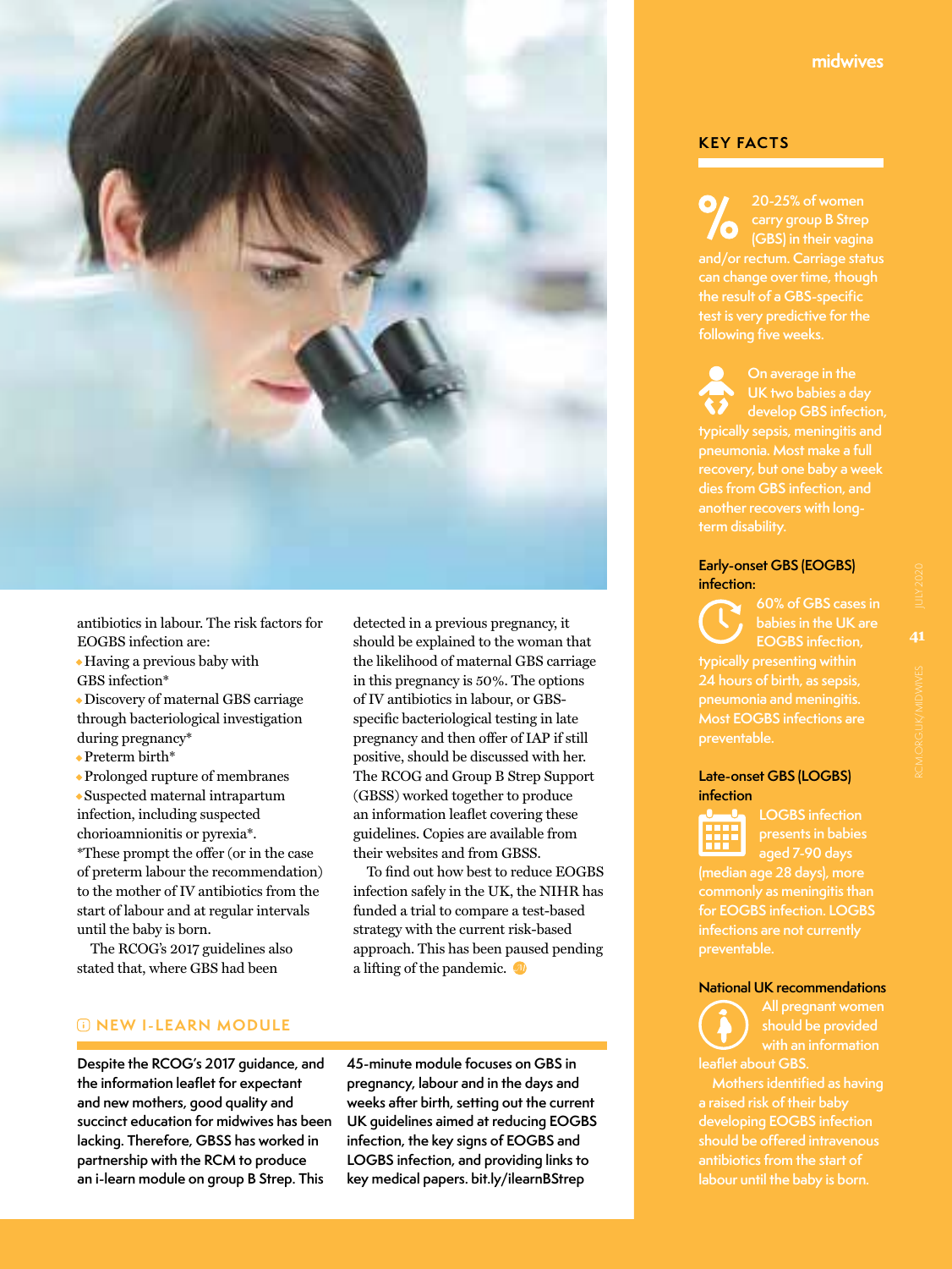antibiotics in labour. The risk factors for EOGBS infection are:

- Having a previous baby with GBS infection*
- Discovery of maternal GBS carriage through bacteriological investigation during pregnancy*
- Preterm birth*
- Prolonged rupture of membranes
- Suspected maternal intrapartum infection, including suspected chorioamnionitis or pyrexia*.

*These prompt the offer (or in the case of preterm labour the recommendation) to the mother of IV antibiotics from the start of labour and at regular intervals until the baby is born.

The RCOG's 2017 guidelines also stated that, where GBS had been detected in a previous pregnancy, it should be explained to the woman that the likelihood of maternal GBS carriage in this pregnancy is 50%. The options of IV antibiotics in labour, or GBS-specific bacteriological testing in late pregnancy and then offer of IAP if still positive, should be discussed with her. The RCOG and Group B Strep Support (GBSS) worked together to produce an information leaflet covering these guidelines. Copies are available from their websites and from GBSS.

To find out how best to reduce EOGBS infection safely in the UK, the NIHR has funded a trial to compare a test-based strategy with the current risk-based approach. This has been paused pending a lifting of the pandemic.

## NEW I-LEARN MODULE

**Despite the RCOG's 2017 guidance, and the information leaflet for expectant and new mothers, good quality and succinct education for midwives has been lacking. Therefore, GBSS has worked in partnership with the RCM to produce an i-learn module on group B Strep. This 45-minute module focuses on GBS in pregnancy, labour and in the days and weeks after birth, setting out the current UK guidelines aimed at reducing EOGBS infection, the key signs of EOGBS and LOGBS infection, and providing links to key medical papers. bit.ly/ilearnBStrep**

## KEY FACTS

20-25% of women carry group B Strep (GBS) in their vagina and/or rectum. Carriage status can change over time, though the result of a GBS-specific test is very predictive for the following five weeks.

On average in the UK two babies a day develop GBS infection, typically sepsis, meningitis and pneumonia. Most make a full recovery, but one baby a week dies from GBS infection, and another recovers with long-term disability.

### Early-onset GBS (EOGBS) infection:

60% of GBS cases in babies in the UK are EOGBS infection, typically presenting within 24 hours of birth, as sepsis, pneumonia and meningitis. Most EOGBS infections are preventable.

### Late-onset GBS (LOGBS) infection

LOGBS infection presents in babies aged 7-90 days (median age 28 days), more commonly as meningitis than for EOGBS infection. LOGBS infections are not currently preventable.

### National UK recommendations

All pregnant women should be provided with an information leaflet about GBS.

Mothers identified as having a raised risk of their baby developing EOGBS infection should be offered intravenous antibiotics from the start of labour until the baby is born.